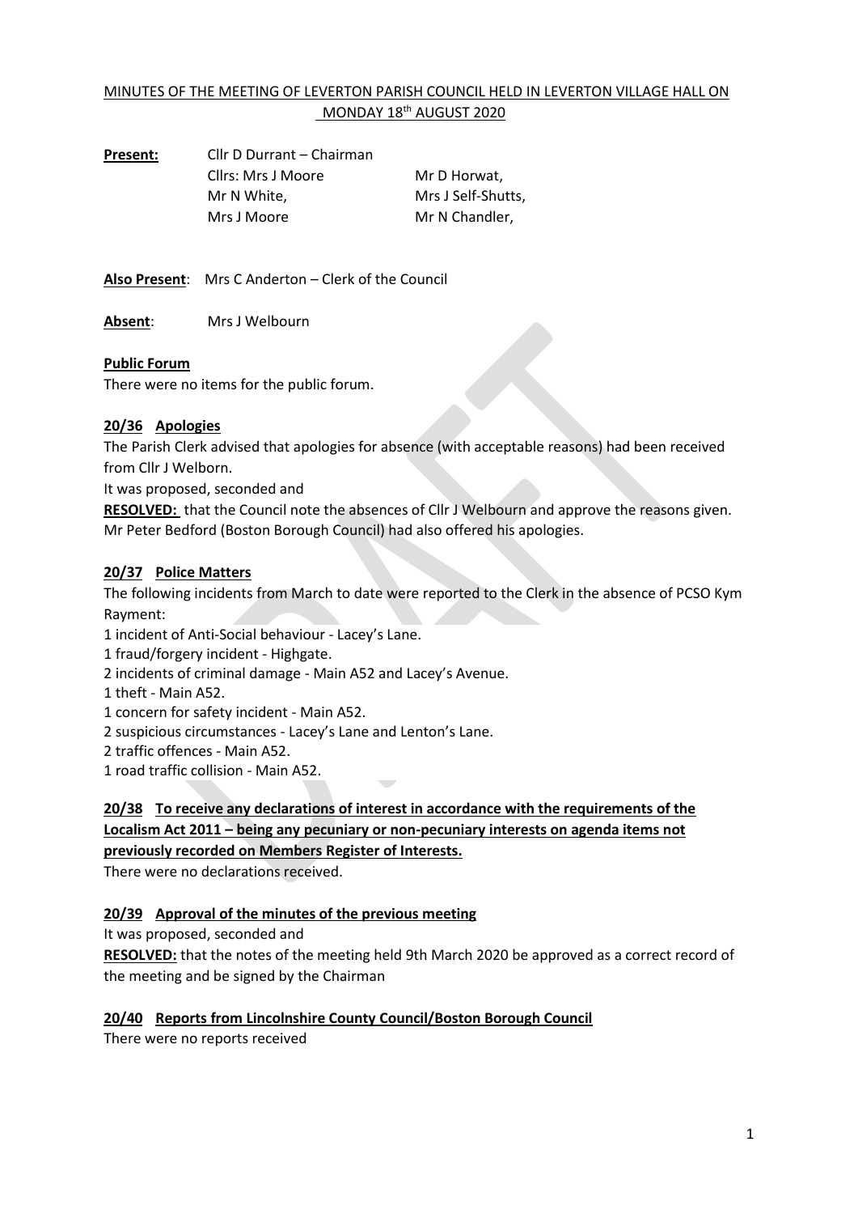MINUTES OF THE MEETING OF LEVERTON PARISH COUNCIL HELD IN LEVERTON VILLAGE HALL ON MONDAY 18th AUGUST 2020

**Present:** Cllr D Durrant – Chairman
Cllrs: Mrs J Moore, Mr D Horwat,
Mr N White, Mrs J Self-Shutts,
Mrs J Moore, Mr N Chandler,

**Also Present**: Mrs C Anderton – Clerk of the Council

**Absent**: Mrs J Welbourn

**Public Forum**

There were no items for the public forum.

**20/36 Apologies**

The Parish Clerk advised that apologies for absence (with acceptable reasons) had been received from Cllr J Welborn.

It was proposed, seconded and

**RESOLVED:** that the Council note the absences of Cllr J Welbourn and approve the reasons given. Mr Peter Bedford (Boston Borough Council) had also offered his apologies.

**20/37 Police Matters**

The following incidents from March to date were reported to the Clerk in the absence of PCSO Kym Rayment:

1 incident of Anti-Social behaviour - Lacey's Lane.
1 fraud/forgery incident - Highgate.
2 incidents of criminal damage - Main A52 and Lacey's Avenue.
1 theft - Main A52.
1 concern for safety incident - Main A52.
2 suspicious circumstances - Lacey's Lane and Lenton's Lane.
2 traffic offences - Main A52.
1 road traffic collision - Main A52.

**20/38 To receive any declarations of interest in accordance with the requirements of the Localism Act 2011 – being any pecuniary or non-pecuniary interests on agenda items not previously recorded on Members Register of Interests.**

There were no declarations received.

**20/39 Approval of the minutes of the previous meeting**

It was proposed, seconded and

**RESOLVED:** that the notes of the meeting held 9th March 2020 be approved as a correct record of the meeting and be signed by the Chairman

**20/40 Reports from Lincolnshire County Council/Boston Borough Council**

There were no reports received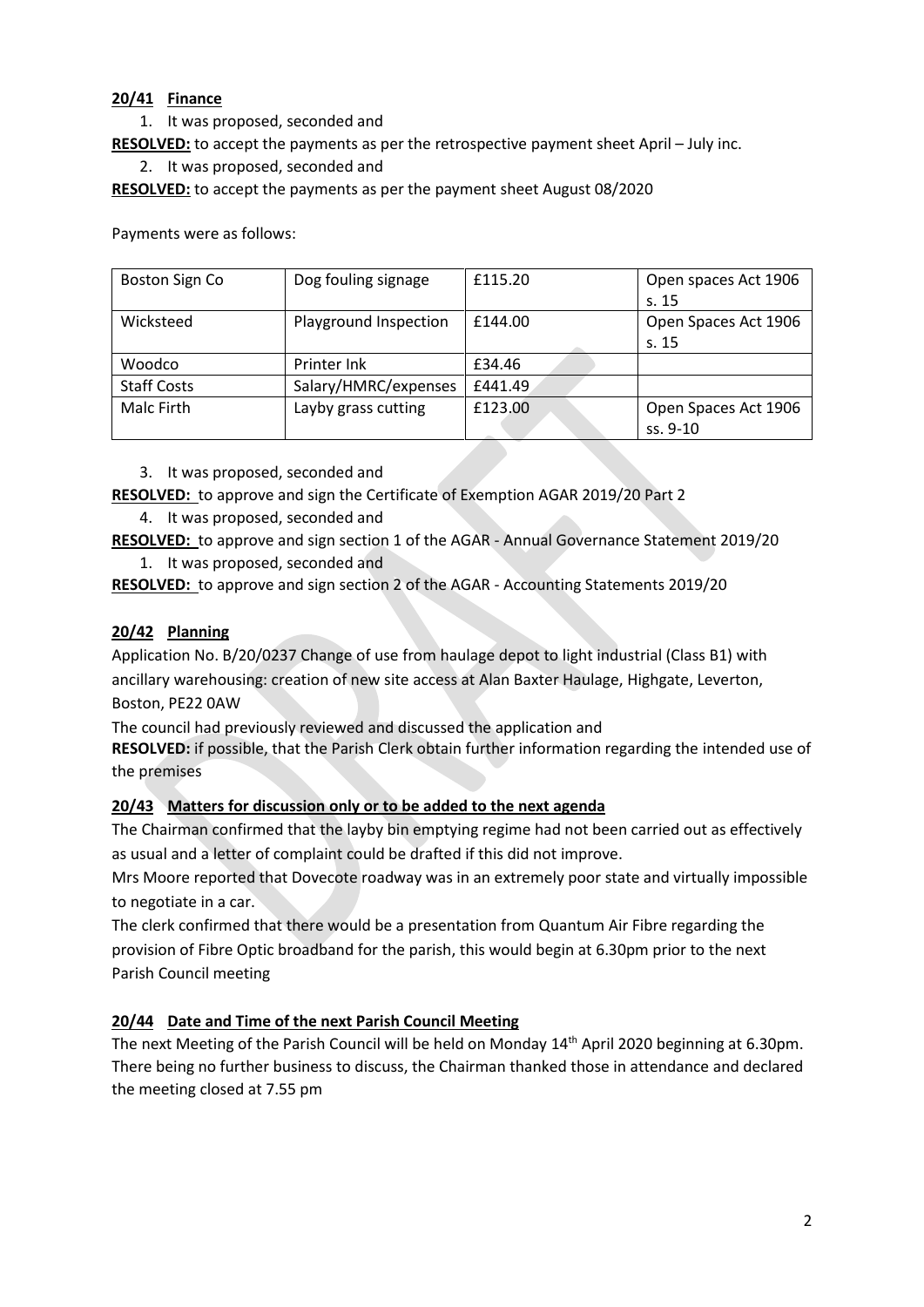## 20/41 Finance

1. It was proposed, seconded and

**RESOLVED:** to accept the payments as per the retrospective payment sheet April – July inc.

2. It was proposed, seconded and

**RESOLVED:** to accept the payments as per the payment sheet August 08/2020

Payments were as follows:

| | | | |
|---|---|---|---|
| Boston Sign Co | Dog fouling signage | £115.20 | Open spaces Act 1906 s. 15 |
| Wicksteed | Playground Inspection | £144.00 | Open Spaces Act 1906 s. 15 |
| Woodco | Printer Ink | £34.46 | |
| Staff Costs | Salary/HMRC/expenses | £441.49 | |
| Malc Firth | Layby grass cutting | £123.00 | Open Spaces Act 1906 ss. 9-10 |

3. It was proposed, seconded and

**RESOLVED:** to approve and sign the Certificate of Exemption AGAR 2019/20 Part 2

4. It was proposed, seconded and

**RESOLVED:** to approve and sign section 1 of the AGAR - Annual Governance Statement 2019/20

1. It was proposed, seconded and

**RESOLVED:** to approve and sign section 2 of the AGAR - Accounting Statements 2019/20

## 20/42 Planning

Application No. B/20/0237 Change of use from haulage depot to light industrial (Class B1) with ancillary warehousing: creation of new site access at Alan Baxter Haulage, Highgate, Leverton, Boston, PE22 0AW

The council had previously reviewed and discussed the application and

**RESOLVED:** if possible, that the Parish Clerk obtain further information regarding the intended use of the premises

## 20/43 Matters for discussion only or to be added to the next agenda

The Chairman confirmed that the layby bin emptying regime had not been carried out as effectively as usual and a letter of complaint could be drafted if this did not improve.

Mrs Moore reported that Dovecote roadway was in an extremely poor state and virtually impossible to negotiate in a car.

The clerk confirmed that there would be a presentation from Quantum Air Fibre regarding the provision of Fibre Optic broadband for the parish, this would begin at 6.30pm prior to the next Parish Council meeting

## 20/44 Date and Time of the next Parish Council Meeting

The next Meeting of the Parish Council will be held on Monday 14th April 2020 beginning at 6.30pm. There being no further business to discuss, the Chairman thanked those in attendance and declared the meeting closed at 7.55 pm